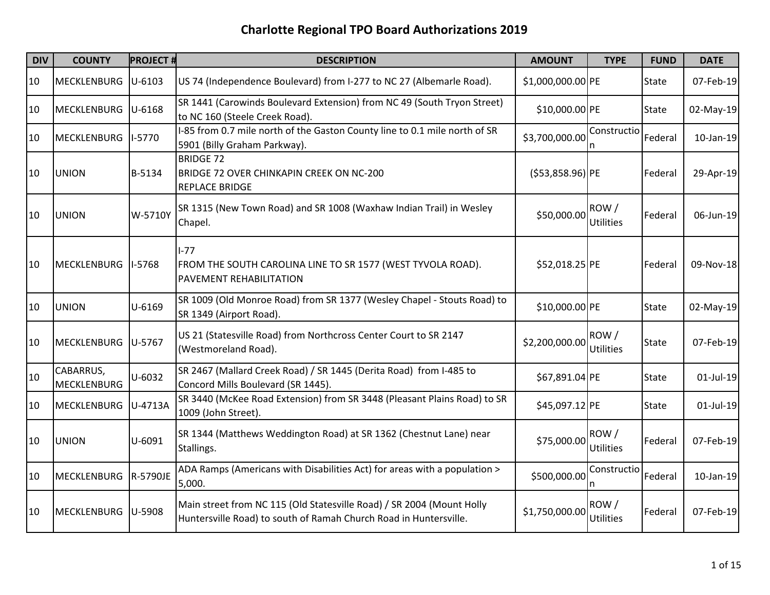# Charlotte Regional TPO Board Authorizations 2019

| DIV | COUNTY | PROJECT # | DESCRIPTION | AMOUNT | TYPE | FUND | DATE |
|---|---|---|---|---|---|---|---|
| 10 | MECKLENBURG | U-6103 | US 74 (Independence Boulevard) from I-277 to NC 27 (Albemarle Road). | $1,000,000.00 | PE | State | 07-Feb-19 |
| 10 | MECKLENBURG | U-6168 | SR 1441 (Carowinds Boulevard Extension) from NC 49 (South Tryon Street) to NC 160 (Steele Creek Road). | $10,000.00 | PE | State | 02-May-19 |
| 10 | MECKLENBURG | I-5770 | I-85 from 0.7 mile north of the Gaston County line to 0.1 mile north of SR 5901 (Billy Graham Parkway). | $3,700,000.00 | Construction | Federal | 10-Jan-19 |
| 10 | UNION | B-5134 | BRIDGE 72<br>BRIDGE 72 OVER CHINKAPIN CREEK ON NC-200<br>REPLACE BRIDGE | ($53,858.96) | PE | Federal | 29-Apr-19 |
| 10 | UNION | W-5710Y | SR 1315 (New Town Road) and SR 1008 (Waxhaw Indian Trail) in Wesley Chapel. | $50,000.00 | ROW / Utilities | Federal | 06-Jun-19 |
| 10 | MECKLENBURG | I-5768 | I-77<br>FROM THE SOUTH CAROLINA LINE TO SR 1577 (WEST TYVOLA ROAD).<br>PAVEMENT REHABILITATION | $52,018.25 | PE | Federal | 09-Nov-18 |
| 10 | UNION | U-6169 | SR 1009 (Old Monroe Road) from SR 1377 (Wesley Chapel - Stouts Road) to SR 1349 (Airport Road). | $10,000.00 | PE | State | 02-May-19 |
| 10 | MECKLENBURG | U-5767 | US 21 (Statesville Road) from Northcross Center Court to SR 2147 (Westmoreland Road). | $2,200,000.00 | ROW / Utilities | State | 07-Feb-19 |
| 10 | CABARRUS, MECKLENBURG | U-6032 | SR 2467 (Mallard Creek Road) / SR 1445 (Derita Road) from I-485 to Concord Mills Boulevard (SR 1445). | $67,891.04 | PE | State | 01-Jul-19 |
| 10 | MECKLENBURG | U-4713A | SR 3440 (McKee Road Extension) from SR 3448 (Pleasant Plains Road) to SR 1009 (John Street). | $45,097.12 | PE | State | 01-Jul-19 |
| 10 | UNION | U-6091 | SR 1344 (Matthews Weddington Road) at SR 1362 (Chestnut Lane) near Stallings. | $75,000.00 | ROW / Utilities | Federal | 07-Feb-19 |
| 10 | MECKLENBURG | R-5790JE | ADA Ramps (Americans with Disabilities Act) for areas with a population > 5,000. | $500,000.00 | Construction | Federal | 10-Jan-19 |
| 10 | MECKLENBURG | U-5908 | Main street from NC 115 (Old Statesville Road) / SR 2004 (Mount Holly Huntersville Road) to south of Ramah Church Road in Huntersville. | $1,750,000.00 | ROW / Utilities | Federal | 07-Feb-19 |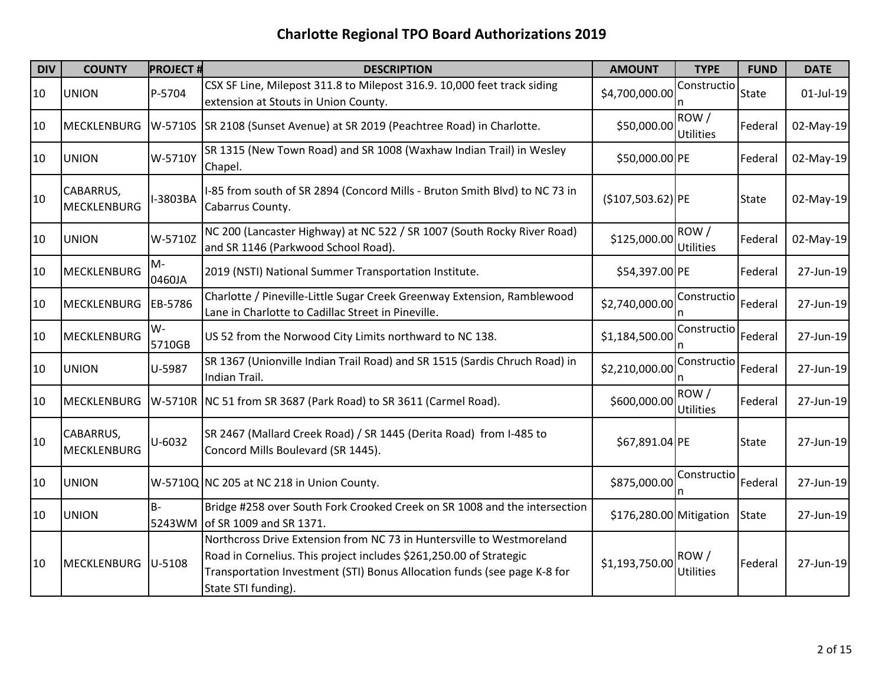# Charlotte Regional TPO Board Authorizations 2019

| DIV | COUNTY | PROJECT # | DESCRIPTION | AMOUNT | TYPE | FUND | DATE |
|---|---|---|---|---|---|---|---|
| 10 | UNION | P-5704 | CSX SF Line, Milepost 311.8 to Milepost 316.9. 10,000 feet track siding extension at Stouts in Union County. | $4,700,000.00 | Construction | State | 01-Jul-19 |
| 10 | MECKLENBURG | W-5710S | SR 2108 (Sunset Avenue) at SR 2019 (Peachtree Road) in Charlotte. | $50,000.00 | ROW / Utilities | Federal | 02-May-19 |
| 10 | UNION | W-5710Y | SR 1315 (New Town Road) and SR 1008 (Waxhaw Indian Trail) in Wesley Chapel. | $50,000.00 | PE | Federal | 02-May-19 |
| 10 | CABARRUS, MECKLENBURG | I-3803BA | I-85 from south of SR 2894 (Concord Mills - Bruton Smith Blvd) to NC 73 in Cabarrus County. | ($107,503.62) | PE | State | 02-May-19 |
| 10 | UNION | W-5710Z | NC 200 (Lancaster Highway) at NC 522 / SR 1007 (South Rocky River Road) and SR 1146 (Parkwood School Road). | $125,000.00 | ROW / Utilities | Federal | 02-May-19 |
| 10 | MECKLENBURG | M-0460JA | 2019 (NSTI) National Summer Transportation Institute. | $54,397.00 | PE | Federal | 27-Jun-19 |
| 10 | MECKLENBURG | EB-5786 | Charlotte / Pineville-Little Sugar Creek Greenway Extension, Ramblewood Lane in Charlotte to Cadillac Street in Pineville. | $2,740,000.00 | Construction | Federal | 27-Jun-19 |
| 10 | MECKLENBURG | W-5710GB | US 52 from the Norwood City Limits northward to NC 138. | $1,184,500.00 | Construction | Federal | 27-Jun-19 |
| 10 | UNION | U-5987 | SR 1367 (Unionville Indian Trail Road) and SR 1515 (Sardis Chruch Road) in Indian Trail. | $2,210,000.00 | Construction | Federal | 27-Jun-19 |
| 10 | MECKLENBURG | W-5710R | NC 51 from SR 3687 (Park Road) to SR 3611 (Carmel Road). | $600,000.00 | ROW / Utilities | Federal | 27-Jun-19 |
| 10 | CABARRUS, MECKLENBURG | U-6032 | SR 2467 (Mallard Creek Road) / SR 1445 (Derita Road) from I-485 to Concord Mills Boulevard (SR 1445). | $67,891.04 | PE | State | 27-Jun-19 |
| 10 | UNION | W-5710Q | NC 205 at NC 218 in Union County. | $875,000.00 | Construction | Federal | 27-Jun-19 |
| 10 | UNION | B-5243WM | Bridge #258 over South Fork Crooked Creek on SR 1008 and the intersection of SR 1009 and SR 1371. | $176,280.00 | Mitigation | State | 27-Jun-19 |
| 10 | MECKLENBURG | U-5108 | Northcross Drive Extension from NC 73 in Huntersville to Westmoreland Road in Cornelius. This project includes $261,250.00 of Strategic Transportation Investment (STI) Bonus Allocation funds (see page K-8 for State STI funding). | $1,193,750.00 | ROW / Utilities | Federal | 27-Jun-19 |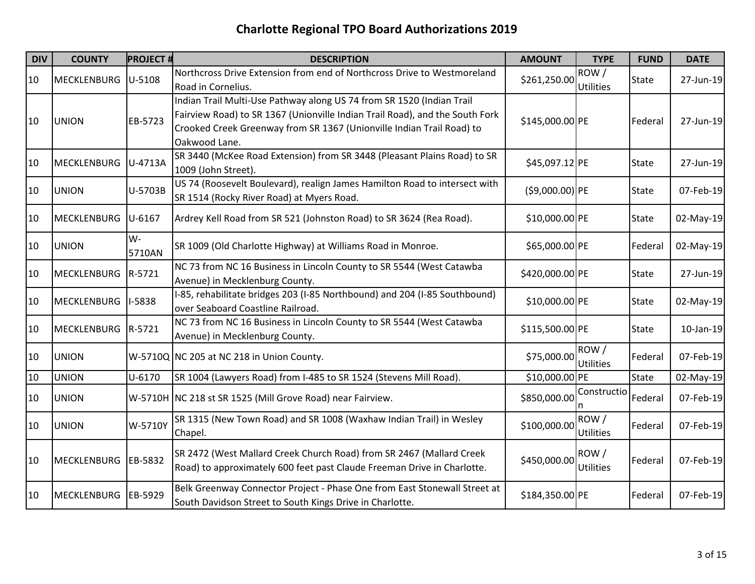# Charlotte Regional TPO Board Authorizations 2019

| DIV | COUNTY | PROJECT # | DESCRIPTION | AMOUNT | TYPE | FUND | DATE |
|---|---|---|---|---|---|---|---|
| 10 | MECKLENBURG | U-5108 | Northcross Drive Extension from end of Northcross Drive to Westmoreland Road in Cornelius. | $261,250.00 | ROW / Utilities | State | 27-Jun-19 |
| 10 | UNION | EB-5723 | Indian Trail Multi-Use Pathway along US 74 from SR 1520 (Indian Trail Fairview Road) to SR 1367 (Unionville Indian Trail Road), and the South Fork Crooked Creek Greenway from SR 1367 (Unionville Indian Trail Road) to Oakwood Lane. | $145,000.00 | PE | Federal | 27-Jun-19 |
| 10 | MECKLENBURG | U-4713A | SR 3440 (McKee Road Extension) from SR 3448 (Pleasant Plains Road) to SR 1009 (John Street). | $45,097.12 | PE | State | 27-Jun-19 |
| 10 | UNION | U-5703B | US 74 (Roosevelt Boulevard), realign James Hamilton Road to intersect with SR 1514 (Rocky River Road) at Myers Road. | ($9,000.00) | PE | State | 07-Feb-19 |
| 10 | MECKLENBURG | U-6167 | Ardrey Kell Road from SR 521 (Johnston Road) to SR 3624 (Rea Road). | $10,000.00 | PE | State | 02-May-19 |
| 10 | UNION | W-5710AN | SR 1009 (Old Charlotte Highway) at Williams Road in Monroe. | $65,000.00 | PE | Federal | 02-May-19 |
| 10 | MECKLENBURG | R-5721 | NC 73 from NC 16 Business in Lincoln County to SR 5544 (West Catawba Avenue) in Mecklenburg County. | $420,000.00 | PE | State | 27-Jun-19 |
| 10 | MECKLENBURG | I-5838 | I-85, rehabilitate bridges 203 (I-85 Northbound) and 204 (I-85 Southbound) over Seaboard Coastline Railroad. | $10,000.00 | PE | State | 02-May-19 |
| 10 | MECKLENBURG | R-5721 | NC 73 from NC 16 Business in Lincoln County to SR 5544 (West Catawba Avenue) in Mecklenburg County. | $115,500.00 | PE | State | 10-Jan-19 |
| 10 | UNION | W-5710Q | NC 205 at NC 218 in Union County. | $75,000.00 | ROW / Utilities | Federal | 07-Feb-19 |
| 10 | UNION | U-6170 | SR 1004 (Lawyers Road) from I-485 to SR 1524 (Stevens Mill Road). | $10,000.00 | PE | State | 02-May-19 |
| 10 | UNION | W-5710H | NC 218 st SR 1525 (Mill Grove Road) near Fairview. | $850,000.00 | Construction | Federal | 07-Feb-19 |
| 10 | UNION | W-5710Y | SR 1315 (New Town Road) and SR 1008 (Waxhaw Indian Trail) in Wesley Chapel. | $100,000.00 | ROW / Utilities | Federal | 07-Feb-19 |
| 10 | MECKLENBURG | EB-5832 | SR 2472 (West Mallard Creek Church Road) from SR 2467 (Mallard Creek Road) to approximately 600 feet past Claude Freeman Drive in Charlotte. | $450,000.00 | ROW / Utilities | Federal | 07-Feb-19 |
| 10 | MECKLENBURG | EB-5929 | Belk Greenway Connector Project - Phase One from East Stonewall Street at South Davidson Street to South Kings Drive in Charlotte. | $184,350.00 | PE | Federal | 07-Feb-19 |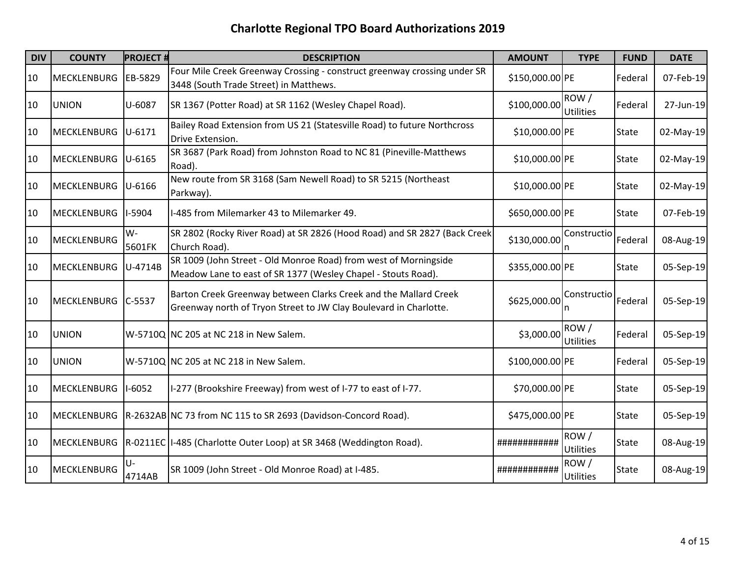# Charlotte Regional TPO Board Authorizations 2019

| DIV | COUNTY | PROJECT # | DESCRIPTION | AMOUNT | TYPE | FUND | DATE |
|---|---|---|---|---|---|---|---|
| 10 | MECKLENBURG | EB-5829 | Four Mile Creek Greenway Crossing - construct greenway crossing under SR 3448 (South Trade Street) in Matthews. | $150,000.00 | PE | Federal | 07-Feb-19 |
| 10 | UNION | U-6087 | SR 1367 (Potter Road) at SR 1162 (Wesley Chapel Road). | $100,000.00 | ROW / Utilities | Federal | 27-Jun-19 |
| 10 | MECKLENBURG | U-6171 | Bailey Road Extension from US 21 (Statesville Road) to future Northcross Drive Extension. | $10,000.00 | PE | State | 02-May-19 |
| 10 | MECKLENBURG | U-6165 | SR 3687 (Park Road) from Johnston Road to NC 81 (Pineville-Matthews Road). | $10,000.00 | PE | State | 02-May-19 |
| 10 | MECKLENBURG | U-6166 | New route from SR 3168 (Sam Newell Road) to SR 5215 (Northeast Parkway). | $10,000.00 | PE | State | 02-May-19 |
| 10 | MECKLENBURG | I-5904 | I-485 from Milemarker 43 to Milemarker 49. | $650,000.00 | PE | State | 07-Feb-19 |
| 10 | MECKLENBURG | W-5601FK | SR 2802 (Rocky River Road) at SR 2826 (Hood Road) and SR 2827 (Back Creek Church Road). | $130,000.00 | Construction | Federal | 08-Aug-19 |
| 10 | MECKLENBURG | U-4714B | SR 1009 (John Street - Old Monroe Road) from west of Morningside Meadow Lane to east of SR 1377 (Wesley Chapel - Stouts Road). | $355,000.00 | PE | State | 05-Sep-19 |
| 10 | MECKLENBURG | C-5537 | Barton Creek Greenway between Clarks Creek and the Mallard Creek Greenway north of Tryon Street to JW Clay Boulevard in Charlotte. | $625,000.00 | Construction | Federal | 05-Sep-19 |
| 10 | UNION | W-5710Q | NC 205 at NC 218 in New Salem. | $3,000.00 | ROW / Utilities | Federal | 05-Sep-19 |
| 10 | UNION | W-5710Q | NC 205 at NC 218 in New Salem. | $100,000.00 | PE | Federal | 05-Sep-19 |
| 10 | MECKLENBURG | I-6052 | I-277 (Brookshire Freeway) from west of I-77 to east of I-77. | $70,000.00 | PE | State | 05-Sep-19 |
| 10 | MECKLENBURG | R-2632AB | NC 73 from NC 115 to SR 2693 (Davidson-Concord Road). | $475,000.00 | PE | State | 05-Sep-19 |
| 10 | MECKLENBURG | R-0211EC | I-485 (Charlotte Outer Loop) at SR 3468 (Weddington Road). | ############ | ROW / Utilities | State | 08-Aug-19 |
| 10 | MECKLENBURG | U-4714AB | SR 1009 (John Street - Old Monroe Road) at I-485. | ############ | ROW / Utilities | State | 08-Aug-19 |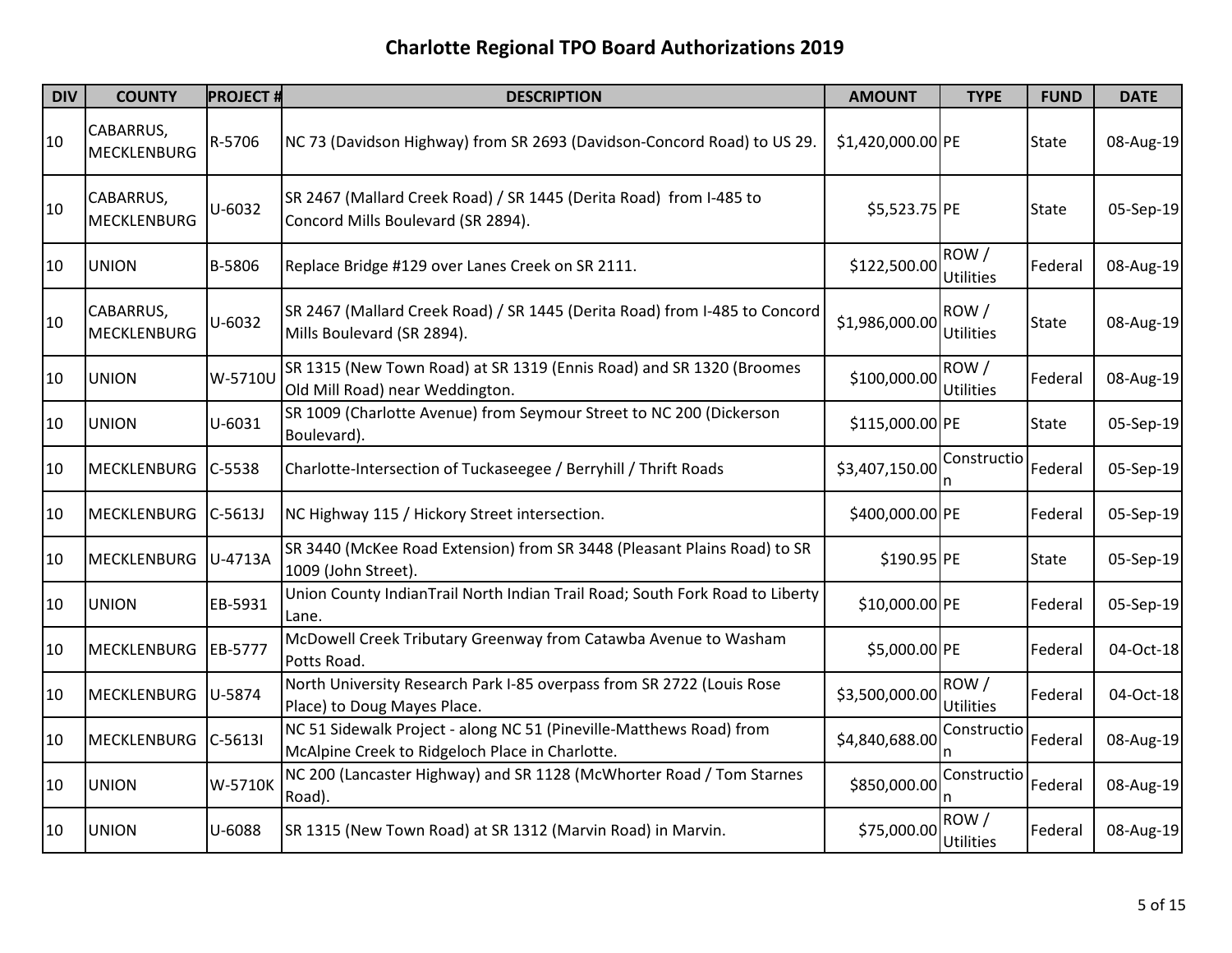# Charlotte Regional TPO Board Authorizations 2019

| DIV | COUNTY | PROJECT # | DESCRIPTION | AMOUNT | TYPE | FUND | DATE |
|---|---|---|---|---|---|---|---|
| 10 | CABARRUS, MECKLENBURG | R-5706 | NC 73 (Davidson Highway) from SR 2693 (Davidson-Concord Road) to US 29. | $1,420,000.00 | PE | State | 08-Aug-19 |
| 10 | CABARRUS, MECKLENBURG | U-6032 | SR 2467 (Mallard Creek Road) / SR 1445 (Derita Road) from I-485 to Concord Mills Boulevard (SR 2894). | $5,523.75 | PE | State | 05-Sep-19 |
| 10 | UNION | B-5806 | Replace Bridge #129 over Lanes Creek on SR 2111. | $122,500.00 | ROW / Utilities | Federal | 08-Aug-19 |
| 10 | CABARRUS, MECKLENBURG | U-6032 | SR 2467 (Mallard Creek Road) / SR 1445 (Derita Road) from I-485 to Concord Mills Boulevard (SR 2894). | $1,986,000.00 | ROW / Utilities | State | 08-Aug-19 |
| 10 | UNION | W-5710U | SR 1315 (New Town Road) at SR 1319 (Ennis Road) and SR 1320 (Broomes Old Mill Road) near Weddington. | $100,000.00 | ROW / Utilities | Federal | 08-Aug-19 |
| 10 | UNION | U-6031 | SR 1009 (Charlotte Avenue) from Seymour Street to NC 200 (Dickerson Boulevard). | $115,000.00 | PE | State | 05-Sep-19 |
| 10 | MECKLENBURG | C-5538 | Charlotte-Intersection of Tuckaseegee / Berryhill / Thrift Roads | $3,407,150.00 | Construction | Federal | 05-Sep-19 |
| 10 | MECKLENBURG | C-5613J | NC Highway 115 / Hickory Street intersection. | $400,000.00 | PE | Federal | 05-Sep-19 |
| 10 | MECKLENBURG | U-4713A | SR 3440 (McKee Road Extension) from SR 3448 (Pleasant Plains Road) to SR 1009 (John Street). | $190.95 | PE | State | 05-Sep-19 |
| 10 | UNION | EB-5931 | Union County IndianTrail North Indian Trail Road; South Fork Road to Liberty Lane. | $10,000.00 | PE | Federal | 05-Sep-19 |
| 10 | MECKLENBURG | EB-5777 | McDowell Creek Tributary Greenway from Catawba Avenue to Washam Potts Road. | $5,000.00 | PE | Federal | 04-Oct-18 |
| 10 | MECKLENBURG | U-5874 | North University Research Park I-85 overpass from SR 2722 (Louis Rose Place) to Doug Mayes Place. | $3,500,000.00 | ROW / Utilities | Federal | 04-Oct-18 |
| 10 | MECKLENBURG | C-5613I | NC 51 Sidewalk Project - along NC 51 (Pineville-Matthews Road) from McAlpine Creek to Ridgeloch Place in Charlotte. | $4,840,688.00 | Construction | Federal | 08-Aug-19 |
| 10 | UNION | W-5710K | NC 200 (Lancaster Highway) and SR 1128 (McWhorter Road / Tom Starnes Road). | $850,000.00 | Construction | Federal | 08-Aug-19 |
| 10 | UNION | U-6088 | SR 1315 (New Town Road) at SR 1312 (Marvin Road) in Marvin. | $75,000.00 | ROW / Utilities | Federal | 08-Aug-19 |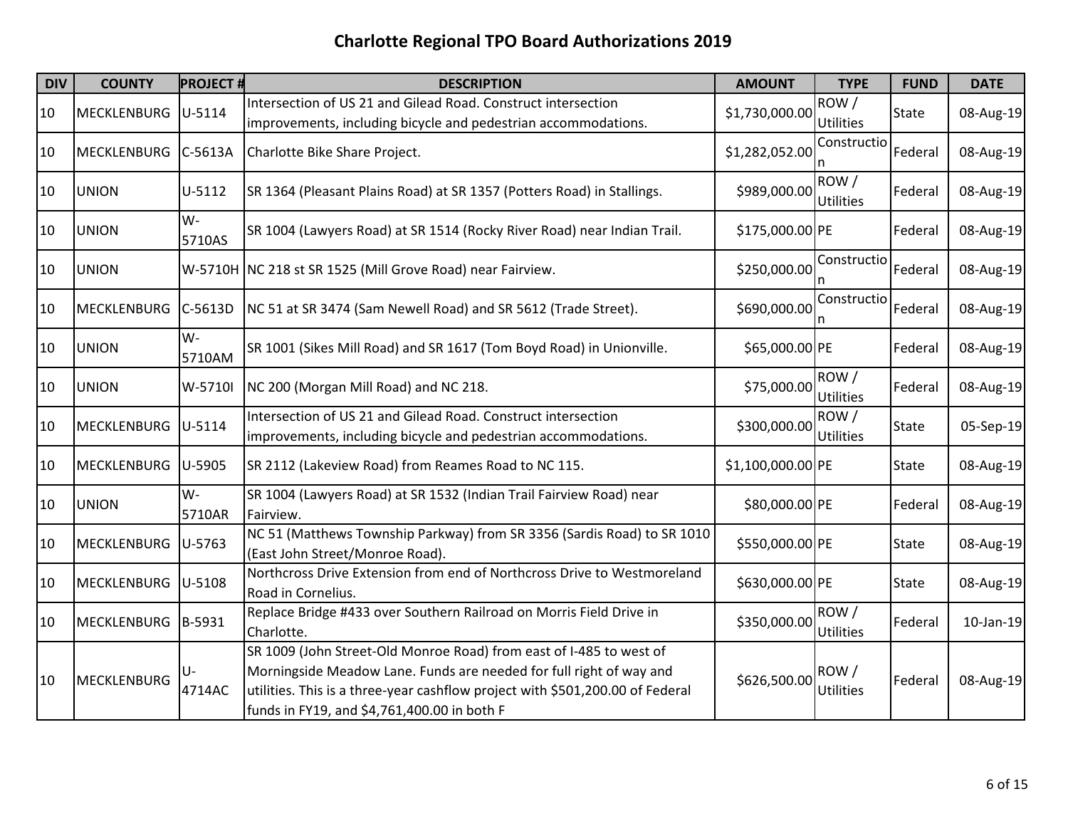# Charlotte Regional TPO Board Authorizations 2019

| DIV | COUNTY | PROJECT # | DESCRIPTION | AMOUNT | TYPE | FUND | DATE |
|---|---|---|---|---|---|---|---|
| 10 | MECKLENBURG | U-5114 | Intersection of US 21 and Gilead Road. Construct intersection improvements, including bicycle and pedestrian accommodations. | $1,730,000.00 | ROW / Utilities | State | 08-Aug-19 |
| 10 | MECKLENBURG | C-5613A | Charlotte Bike Share Project. | $1,282,052.00 | Construction | Federal | 08-Aug-19 |
| 10 | UNION | U-5112 | SR 1364 (Pleasant Plains Road) at SR 1357 (Potters Road) in Stallings. | $989,000.00 | ROW / Utilities | Federal | 08-Aug-19 |
| 10 | UNION | W-5710AS | SR 1004 (Lawyers Road) at SR 1514 (Rocky River Road) near Indian Trail. | $175,000.00 | PE | Federal | 08-Aug-19 |
| 10 | UNION | W-5710H | NC 218 st SR 1525 (Mill Grove Road) near Fairview. | $250,000.00 | Construction | Federal | 08-Aug-19 |
| 10 | MECKLENBURG | C-5613D | NC 51 at SR 3474 (Sam Newell Road) and SR 5612 (Trade Street). | $690,000.00 | Construction | Federal | 08-Aug-19 |
| 10 | UNION | W-5710AM | SR 1001 (Sikes Mill Road) and SR 1617 (Tom Boyd Road) in Unionville. | $65,000.00 | PE | Federal | 08-Aug-19 |
| 10 | UNION | W-5710I | NC 200 (Morgan Mill Road) and NC 218. | $75,000.00 | ROW / Utilities | Federal | 08-Aug-19 |
| 10 | MECKLENBURG | U-5114 | Intersection of US 21 and Gilead Road. Construct intersection improvements, including bicycle and pedestrian accommodations. | $300,000.00 | ROW / Utilities | State | 05-Sep-19 |
| 10 | MECKLENBURG | U-5905 | SR 2112 (Lakeview Road) from Reames Road to NC 115. | $1,100,000.00 | PE | State | 08-Aug-19 |
| 10 | UNION | W-5710AR | SR 1004 (Lawyers Road) at SR 1532 (Indian Trail Fairview Road) near Fairview. | $80,000.00 | PE | Federal | 08-Aug-19 |
| 10 | MECKLENBURG | U-5763 | NC 51 (Matthews Township Parkway) from SR 3356 (Sardis Road) to SR 1010 (East John Street/Monroe Road). | $550,000.00 | PE | State | 08-Aug-19 |
| 10 | MECKLENBURG | U-5108 | Northcross Drive Extension from end of Northcross Drive to Westmoreland Road in Cornelius. | $630,000.00 | PE | State | 08-Aug-19 |
| 10 | MECKLENBURG | B-5931 | Replace Bridge #433 over Southern Railroad on Morris Field Drive in Charlotte. | $350,000.00 | ROW / Utilities | Federal | 10-Jan-19 |
| 10 | MECKLENBURG | U-4714AC | SR 1009 (John Street-Old Monroe Road) from east of I-485 to west of Morningside Meadow Lane. Funds are needed for full right of way and utilities. This is a three-year cashflow project with $501,200.00 of Federal funds in FY19, and $4,761,400.00 in both F | $626,500.00 | ROW / Utilities | Federal | 08-Aug-19 |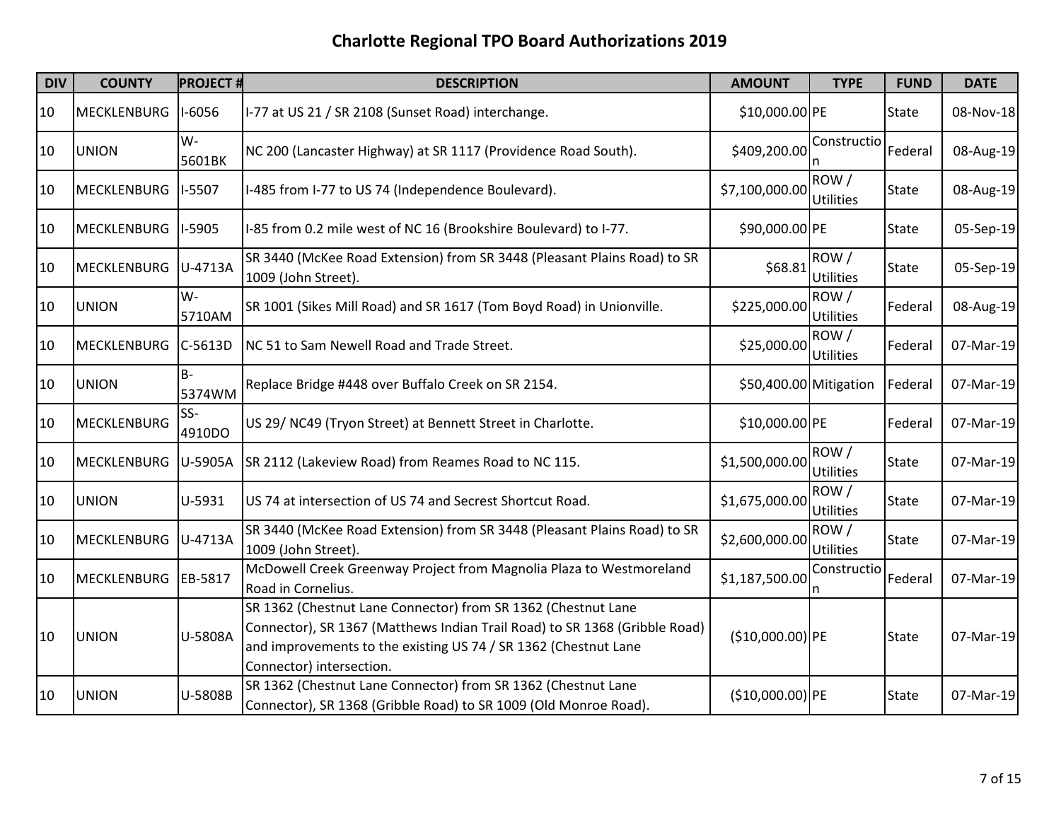# Charlotte Regional TPO Board Authorizations 2019

| DIV | COUNTY | PROJECT # | DESCRIPTION | AMOUNT | TYPE | FUND | DATE |
|---|---|---|---|---|---|---|---|
| 10 | MECKLENBURG | I-6056 | I-77 at US 21 / SR 2108 (Sunset Road) interchange. | $10,000.00 | PE | State | 08-Nov-18 |
| 10 | UNION | W-5601BK | NC 200 (Lancaster Highway) at SR 1117 (Providence Road South). | $409,200.00 | Construction | Federal | 08-Aug-19 |
| 10 | MECKLENBURG | I-5507 | I-485 from I-77 to US 74 (Independence Boulevard). | $7,100,000.00 | ROW / Utilities | State | 08-Aug-19 |
| 10 | MECKLENBURG | I-5905 | I-85 from 0.2 mile west of NC 16 (Brookshire Boulevard) to I-77. | $90,000.00 | PE | State | 05-Sep-19 |
| 10 | MECKLENBURG | U-4713A | SR 3440 (McKee Road Extension) from SR 3448 (Pleasant Plains Road) to SR 1009 (John Street). | $68.81 | ROW / Utilities | State | 05-Sep-19 |
| 10 | UNION | W-5710AM | SR 1001 (Sikes Mill Road) and SR 1617 (Tom Boyd Road) in Unionville. | $225,000.00 | ROW / Utilities | Federal | 08-Aug-19 |
| 10 | MECKLENBURG | C-5613D | NC 51 to Sam Newell Road and Trade Street. | $25,000.00 | ROW / Utilities | Federal | 07-Mar-19 |
| 10 | UNION | B-5374WM | Replace Bridge #448 over Buffalo Creek on SR 2154. | $50,400.00 | Mitigation | Federal | 07-Mar-19 |
| 10 | MECKLENBURG | SS-4910DO | US 29/ NC49 (Tryon Street) at Bennett Street in Charlotte. | $10,000.00 | PE | Federal | 07-Mar-19 |
| 10 | MECKLENBURG | U-5905A | SR 2112 (Lakeview Road) from Reames Road to NC 115. | $1,500,000.00 | ROW / Utilities | State | 07-Mar-19 |
| 10 | UNION | U-5931 | US 74 at intersection of US 74 and Secrest Shortcut Road. | $1,675,000.00 | ROW / Utilities | State | 07-Mar-19 |
| 10 | MECKLENBURG | U-4713A | SR 3440 (McKee Road Extension) from SR 3448 (Pleasant Plains Road) to SR 1009 (John Street). | $2,600,000.00 | ROW / Utilities | State | 07-Mar-19 |
| 10 | MECKLENBURG | EB-5817 | McDowell Creek Greenway Project from Magnolia Plaza to Westmoreland Road in Cornelius. | $1,187,500.00 | Construction | Federal | 07-Mar-19 |
| 10 | UNION | U-5808A | SR 1362 (Chestnut Lane Connector) from SR 1362 (Chestnut Lane Connector), SR 1367 (Matthews Indian Trail Road) to SR 1368 (Gribble Road) and improvements to the existing US 74 / SR 1362 (Chestnut Lane Connector) intersection. | ($10,000.00) | PE | State | 07-Mar-19 |
| 10 | UNION | U-5808B | SR 1362 (Chestnut Lane Connector) from SR 1362 (Chestnut Lane Connector), SR 1368 (Gribble Road) to SR 1009 (Old Monroe Road). | ($10,000.00) | PE | State | 07-Mar-19 |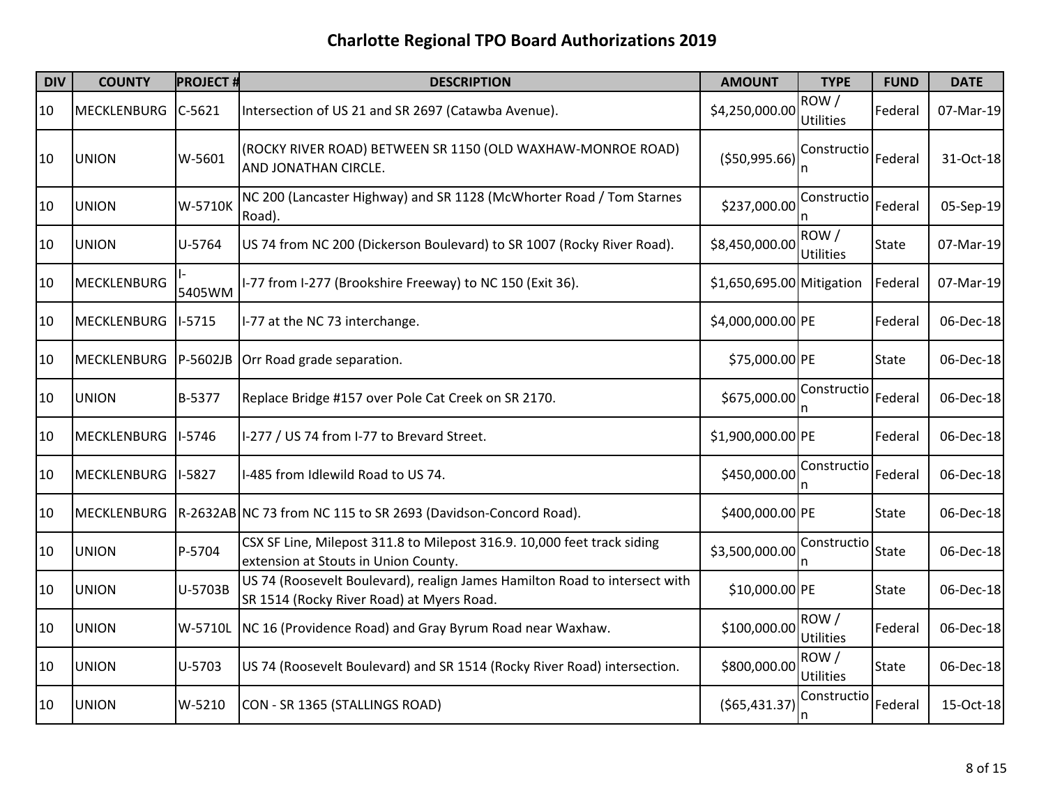# Charlotte Regional TPO Board Authorizations 2019

| DIV | COUNTY | PROJECT # | DESCRIPTION | AMOUNT | TYPE | FUND | DATE |
|---|---|---|---|---|---|---|---|
| 10 | MECKLENBURG | C-5621 | Intersection of US 21 and SR 2697 (Catawba Avenue). | $4,250,000.00 | ROW / Utilities | Federal | 07-Mar-19 |
| 10 | UNION | W-5601 | (ROCKY RIVER ROAD) BETWEEN SR 1150 (OLD WAXHAW-MONROE ROAD) AND JONATHAN CIRCLE. | ($50,995.66) | Construction | Federal | 31-Oct-18 |
| 10 | UNION | W-5710K | NC 200 (Lancaster Highway) and SR 1128 (McWhorter Road / Tom Starnes Road). | $237,000.00 | Construction | Federal | 05-Sep-19 |
| 10 | UNION | U-5764 | US 74 from NC 200 (Dickerson Boulevard) to SR 1007 (Rocky River Road). | $8,450,000.00 | ROW / Utilities | State | 07-Mar-19 |
| 10 | MECKLENBURG | I-5405WM | I-77 from I-277 (Brookshire Freeway) to NC 150 (Exit 36). | $1,650,695.00 | Mitigation | Federal | 07-Mar-19 |
| 10 | MECKLENBURG | I-5715 | I-77 at the NC 73 interchange. | $4,000,000.00 | PE | Federal | 06-Dec-18 |
| 10 | MECKLENBURG | P-5602JB | Orr Road grade separation. | $75,000.00 | PE | State | 06-Dec-18 |
| 10 | UNION | B-5377 | Replace Bridge #157 over Pole Cat Creek on SR 2170. | $675,000.00 | Construction | Federal | 06-Dec-18 |
| 10 | MECKLENBURG | I-5746 | I-277 / US 74 from I-77 to Brevard Street. | $1,900,000.00 | PE | Federal | 06-Dec-18 |
| 10 | MECKLENBURG | I-5827 | I-485 from Idlewild Road to US 74. | $450,000.00 | Construction | Federal | 06-Dec-18 |
| 10 | MECKLENBURG | R-2632AB | NC 73 from NC 115 to SR 2693 (Davidson-Concord Road). | $400,000.00 | PE | State | 06-Dec-18 |
| 10 | UNION | P-5704 | CSX SF Line, Milepost 311.8 to Milepost 316.9. 10,000 feet track siding extension at Stouts in Union County. | $3,500,000.00 | Construction | State | 06-Dec-18 |
| 10 | UNION | U-5703B | US 74 (Roosevelt Boulevard), realign James Hamilton Road to intersect with SR 1514 (Rocky River Road) at Myers Road. | $10,000.00 | PE | State | 06-Dec-18 |
| 10 | UNION | W-5710L | NC 16 (Providence Road) and Gray Byrum Road near Waxhaw. | $100,000.00 | ROW / Utilities | Federal | 06-Dec-18 |
| 10 | UNION | U-5703 | US 74 (Roosevelt Boulevard) and SR 1514 (Rocky River Road) intersection. | $800,000.00 | ROW / Utilities | State | 06-Dec-18 |
| 10 | UNION | W-5210 | CON - SR 1365 (STALLINGS ROAD) | ($65,431.37) | Construction | Federal | 15-Oct-18 |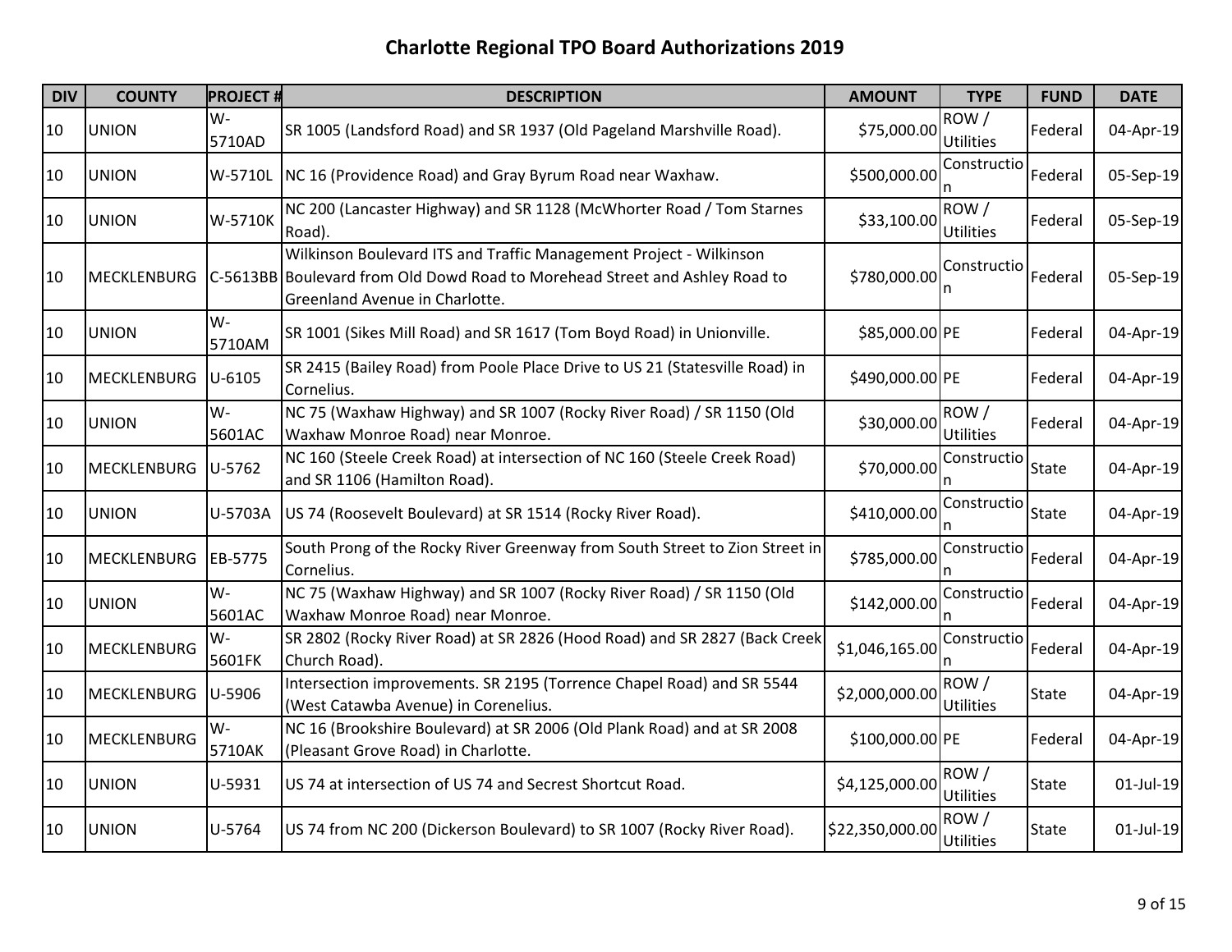# Charlotte Regional TPO Board Authorizations 2019

| DIV | COUNTY | PROJECT # | DESCRIPTION | AMOUNT | TYPE | FUND | DATE |
|---|---|---|---|---|---|---|---|
| 10 | UNION | W-5710AD | SR 1005 (Landsford Road) and SR 1937 (Old Pageland Marshville Road). | $75,000.00 | ROW / Utilities | Federal | 04-Apr-19 |
| 10 | UNION | W-5710L | NC 16 (Providence Road) and Gray Byrum Road near Waxhaw. | $500,000.00 | Construction | Federal | 05-Sep-19 |
| 10 | UNION | W-5710K | NC 200 (Lancaster Highway) and SR 1128 (McWhorter Road / Tom Starnes Road). | $33,100.00 | ROW / Utilities | Federal | 05-Sep-19 |
| 10 | MECKLENBURG | C-5613BB | Wilkinson Boulevard ITS and Traffic Management Project - Wilkinson Boulevard from Old Dowd Road to Morehead Street and Ashley Road to Greenland Avenue in Charlotte. | $780,000.00 | Construction | Federal | 05-Sep-19 |
| 10 | UNION | W-5710AM | SR 1001 (Sikes Mill Road) and SR 1617 (Tom Boyd Road) in Unionville. | $85,000.00 | PE | Federal | 04-Apr-19 |
| 10 | MECKLENBURG | U-6105 | SR 2415 (Bailey Road) from Poole Place Drive to US 21 (Statesville Road) in Cornelius. | $490,000.00 | PE | Federal | 04-Apr-19 |
| 10 | UNION | W-5601AC | NC 75 (Waxhaw Highway) and SR 1007 (Rocky River Road) / SR 1150 (Old Waxhaw Monroe Road) near Monroe. | $30,000.00 | ROW / Utilities | Federal | 04-Apr-19 |
| 10 | MECKLENBURG | U-5762 | NC 160 (Steele Creek Road) at intersection of NC 160 (Steele Creek Road) and SR 1106 (Hamilton Road). | $70,000.00 | Construction | State | 04-Apr-19 |
| 10 | UNION | U-5703A | US 74 (Roosevelt Boulevard) at SR 1514 (Rocky River Road). | $410,000.00 | Construction | State | 04-Apr-19 |
| 10 | MECKLENBURG | EB-5775 | South Prong of the Rocky River Greenway from South Street to Zion Street in Cornelius. | $785,000.00 | Construction | Federal | 04-Apr-19 |
| 10 | UNION | W-5601AC | NC 75 (Waxhaw Highway) and SR 1007 (Rocky River Road) / SR 1150 (Old Waxhaw Monroe Road) near Monroe. | $142,000.00 | Construction | Federal | 04-Apr-19 |
| 10 | MECKLENBURG | W-5601FK | SR 2802 (Rocky River Road) at SR 2826 (Hood Road) and SR 2827 (Back Creek Church Road). | $1,046,165.00 | Construction | Federal | 04-Apr-19 |
| 10 | MECKLENBURG | U-5906 | Intersection improvements. SR 2195 (Torrence Chapel Road) and SR 5544 (West Catawba Avenue) in Corenelius. | $2,000,000.00 | ROW / Utilities | State | 04-Apr-19 |
| 10 | MECKLENBURG | W-5710AK | NC 16 (Brookshire Boulevard) at SR 2006 (Old Plank Road) and at SR 2008 (Pleasant Grove Road) in Charlotte. | $100,000.00 | PE | Federal | 04-Apr-19 |
| 10 | UNION | U-5931 | US 74 at intersection of US 74 and Secrest Shortcut Road. | $4,125,000.00 | ROW / Utilities | State | 01-Jul-19 |
| 10 | UNION | U-5764 | US 74 from NC 200 (Dickerson Boulevard) to SR 1007 (Rocky River Road). | $22,350,000.00 | ROW / Utilities | State | 01-Jul-19 |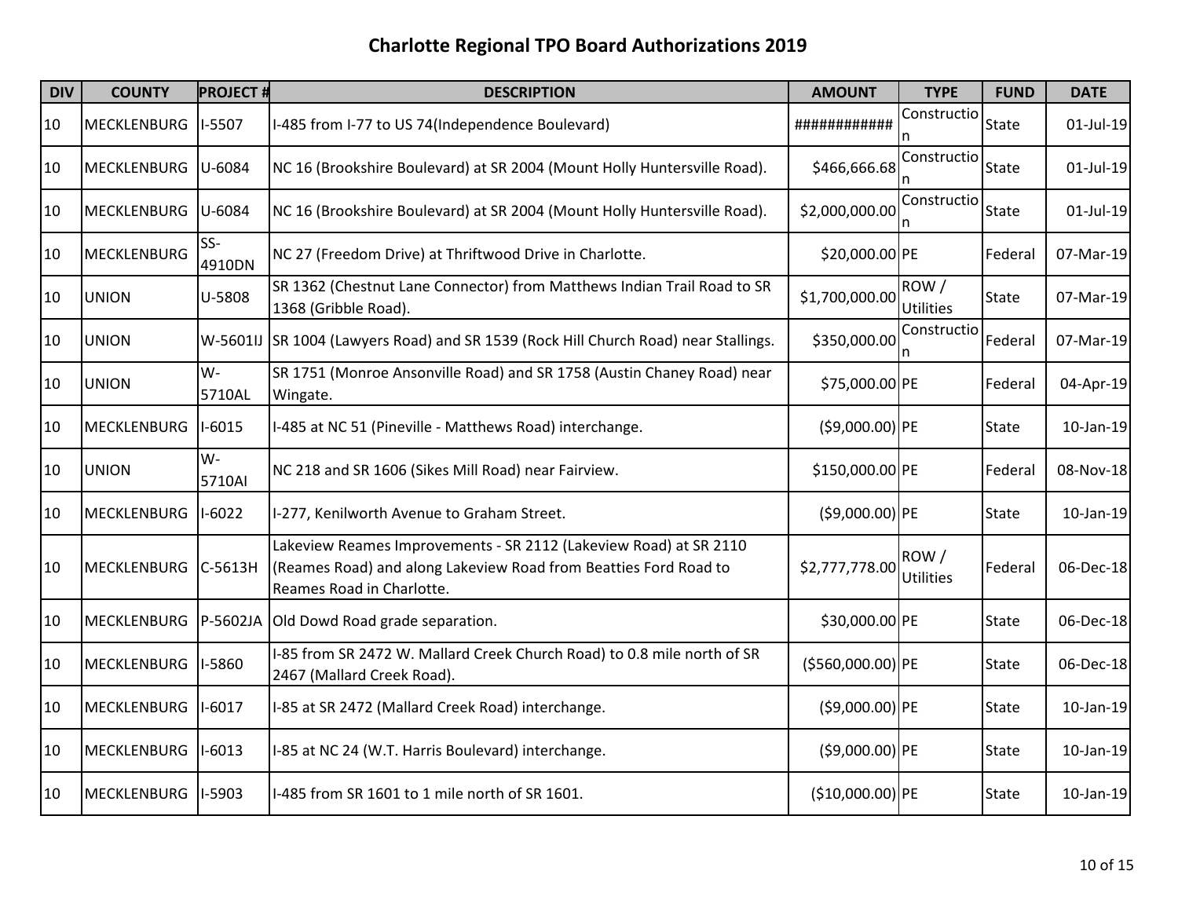# Charlotte Regional TPO Board Authorizations 2019

| DIV | COUNTY | PROJECT # | DESCRIPTION | AMOUNT | TYPE | FUND | DATE |
|---|---|---|---|---|---|---|---|
| 10 | MECKLENBURG | I-5507 | I-485 from I-77 to US 74(Independence Boulevard) | ############ | Construction | State | 01-Jul-19 |
| 10 | MECKLENBURG | U-6084 | NC 16 (Brookshire Boulevard) at SR 2004 (Mount Holly Huntersville Road). | $466,666.68 | Construction | State | 01-Jul-19 |
| 10 | MECKLENBURG | U-6084 | NC 16 (Brookshire Boulevard) at SR 2004 (Mount Holly Huntersville Road). | $2,000,000.00 | Construction | State | 01-Jul-19 |
| 10 | MECKLENBURG | SS-4910DN | NC 27 (Freedom Drive) at Thriftwood Drive in Charlotte. | $20,000.00 | PE | Federal | 07-Mar-19 |
| 10 | UNION | U-5808 | SR 1362 (Chestnut Lane Connector) from Matthews Indian Trail Road to SR 1368 (Gribble Road). | $1,700,000.00 | ROW / Utilities | State | 07-Mar-19 |
| 10 | UNION | W-5601IJ | SR 1004 (Lawyers Road) and SR 1539 (Rock Hill Church Road) near Stallings. | $350,000.00 | Construction | Federal | 07-Mar-19 |
| 10 | UNION | W-5710AL | SR 1751 (Monroe Ansonville Road) and SR 1758 (Austin Chaney Road) near Wingate. | $75,000.00 | PE | Federal | 04-Apr-19 |
| 10 | MECKLENBURG | I-6015 | I-485 at NC 51 (Pineville - Matthews Road) interchange. | ($9,000.00) | PE | State | 10-Jan-19 |
| 10 | UNION | W-5710AI | NC 218 and SR 1606 (Sikes Mill Road) near Fairview. | $150,000.00 | PE | Federal | 08-Nov-18 |
| 10 | MECKLENBURG | I-6022 | I-277, Kenilworth Avenue to Graham Street. | ($9,000.00) | PE | State | 10-Jan-19 |
| 10 | MECKLENBURG | C-5613H | Lakeview Reames Improvements - SR 2112 (Lakeview Road) at SR 2110 (Reames Road) and along Lakeview Road from Beatties Ford Road to Reames Road in Charlotte. | $2,777,778.00 | ROW / Utilities | Federal | 06-Dec-18 |
| 10 | MECKLENBURG | P-5602JA | Old Dowd Road grade separation. | $30,000.00 | PE | State | 06-Dec-18 |
| 10 | MECKLENBURG | I-5860 | I-85 from SR 2472 W. Mallard Creek Church Road) to 0.8 mile north of SR 2467 (Mallard Creek Road). | ($560,000.00) | PE | State | 06-Dec-18 |
| 10 | MECKLENBURG | I-6017 | I-85 at SR 2472 (Mallard Creek Road) interchange. | ($9,000.00) | PE | State | 10-Jan-19 |
| 10 | MECKLENBURG | I-6013 | I-85 at NC 24 (W.T. Harris Boulevard) interchange. | ($9,000.00) | PE | State | 10-Jan-19 |
| 10 | MECKLENBURG | I-5903 | I-485 from SR 1601 to 1 mile north of SR 1601. | ($10,000.00) | PE | State | 10-Jan-19 |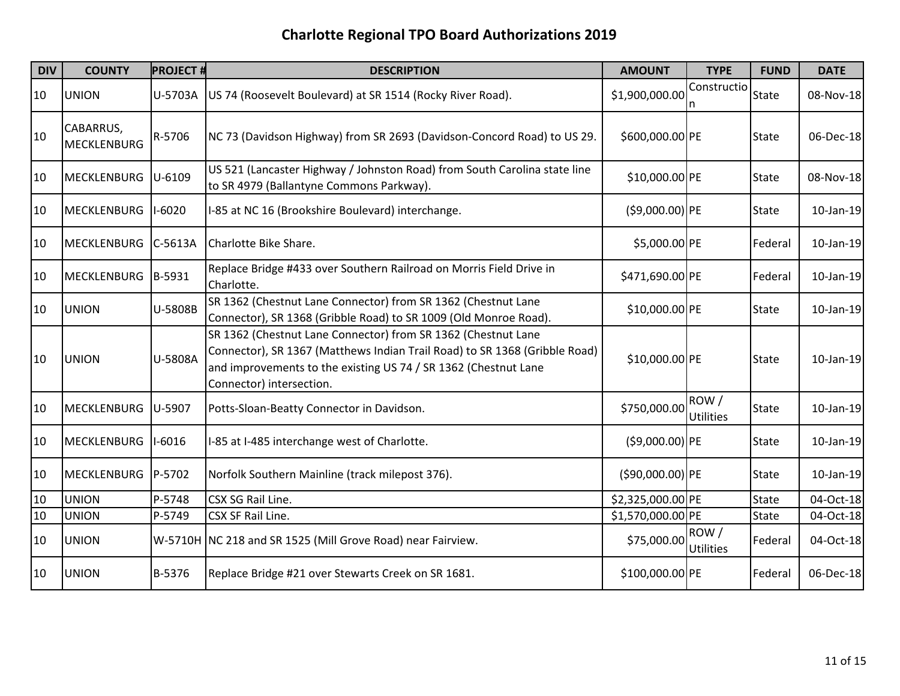# Charlotte Regional TPO Board Authorizations 2019

| DIV | COUNTY | PROJECT # | DESCRIPTION | AMOUNT | TYPE | FUND | DATE |
|---|---|---|---|---|---|---|---|
| 10 | UNION | U-5703A | US 74 (Roosevelt Boulevard) at SR 1514 (Rocky River Road). | $1,900,000.00 | Construction | State | 08-Nov-18 |
| 10 | CABARRUS, MECKLENBURG | R-5706 | NC 73 (Davidson Highway) from SR 2693 (Davidson-Concord Road) to US 29. | $600,000.00 | PE | State | 06-Dec-18 |
| 10 | MECKLENBURG | U-6109 | US 521 (Lancaster Highway / Johnston Road) from South Carolina state line to SR 4979 (Ballantyne Commons Parkway). | $10,000.00 | PE | State | 08-Nov-18 |
| 10 | MECKLENBURG | I-6020 | I-85 at NC 16 (Brookshire Boulevard) interchange. | ($9,000.00) | PE | State | 10-Jan-19 |
| 10 | MECKLENBURG | C-5613A | Charlotte Bike Share. | $5,000.00 | PE | Federal | 10-Jan-19 |
| 10 | MECKLENBURG | B-5931 | Replace Bridge #433 over Southern Railroad on Morris Field Drive in Charlotte. | $471,690.00 | PE | Federal | 10-Jan-19 |
| 10 | UNION | U-5808B | SR 1362 (Chestnut Lane Connector) from SR 1362 (Chestnut Lane Connector), SR 1368 (Gribble Road) to SR 1009 (Old Monroe Road). | $10,000.00 | PE | State | 10-Jan-19 |
| 10 | UNION | U-5808A | SR 1362 (Chestnut Lane Connector) from SR 1362 (Chestnut Lane Connector), SR 1367 (Matthews Indian Trail Road) to SR 1368 (Gribble Road) and improvements to the existing US 74 / SR 1362 (Chestnut Lane Connector) intersection. | $10,000.00 | PE | State | 10-Jan-19 |
| 10 | MECKLENBURG | U-5907 | Potts-Sloan-Beatty Connector in Davidson. | $750,000.00 | ROW / Utilities | State | 10-Jan-19 |
| 10 | MECKLENBURG | I-6016 | I-85 at I-485 interchange west of Charlotte. | ($9,000.00) | PE | State | 10-Jan-19 |
| 10 | MECKLENBURG | P-5702 | Norfolk Southern Mainline (track milepost 376). | ($90,000.00) | PE | State | 10-Jan-19 |
| 10 | UNION | P-5748 | CSX SG Rail Line. | $2,325,000.00 | PE | State | 04-Oct-18 |
| 10 | UNION | P-5749 | CSX SF Rail Line. | $1,570,000.00 | PE | State | 04-Oct-18 |
| 10 | UNION | W-5710H | NC 218 and SR 1525 (Mill Grove Road) near Fairview. | $75,000.00 | ROW / Utilities | Federal | 04-Oct-18 |
| 10 | UNION | B-5376 | Replace Bridge #21 over Stewarts Creek on SR 1681. | $100,000.00 | PE | Federal | 06-Dec-18 |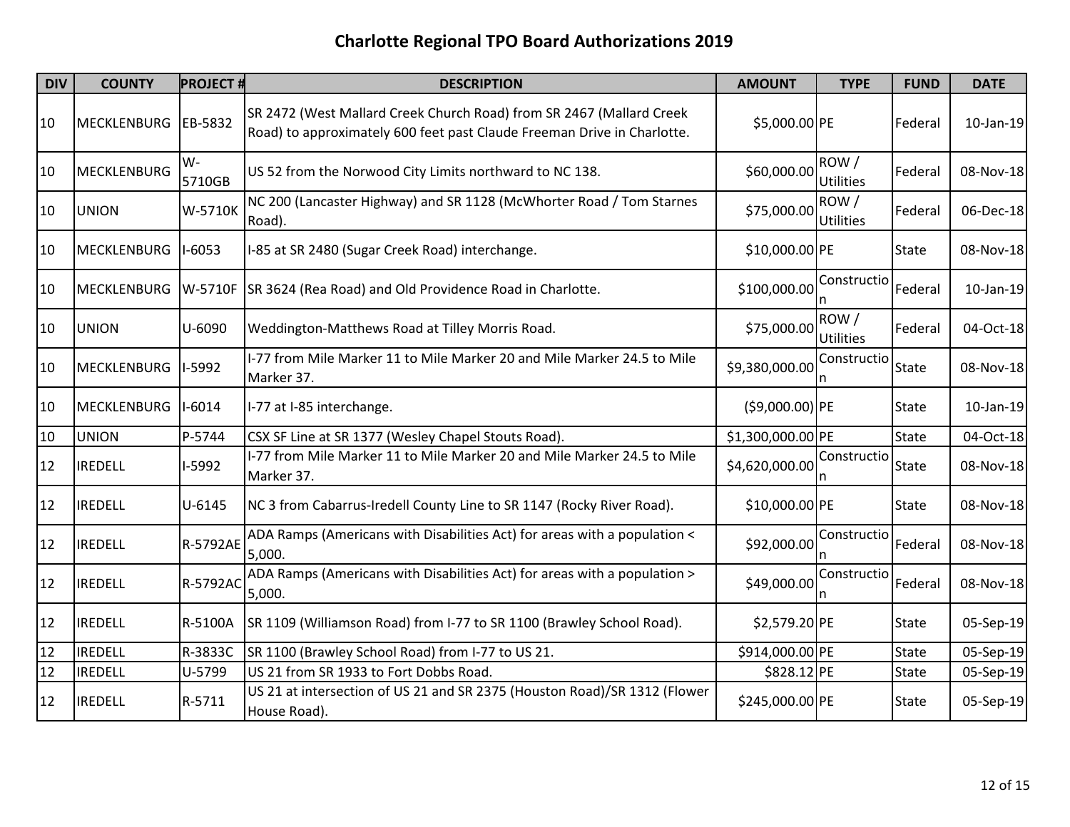# Charlotte Regional TPO Board Authorizations 2019

| DIV | COUNTY | PROJECT # | DESCRIPTION | AMOUNT | TYPE | FUND | DATE |
|---|---|---|---|---|---|---|---|
| 10 | MECKLENBURG | EB-5832 | SR 2472 (West Mallard Creek Church Road) from SR 2467 (Mallard Creek Road) to approximately 600 feet past Claude Freeman Drive in Charlotte. | $5,000.00 | PE | Federal | 10-Jan-19 |
| 10 | MECKLENBURG | W-5710GB | US 52 from the Norwood City Limits northward to NC 138. | $60,000.00 | ROW / Utilities | Federal | 08-Nov-18 |
| 10 | UNION | W-5710K | NC 200 (Lancaster Highway) and SR 1128 (McWhorter Road / Tom Starnes Road). | $75,000.00 | ROW / Utilities | Federal | 06-Dec-18 |
| 10 | MECKLENBURG | I-6053 | I-85 at SR 2480 (Sugar Creek Road) interchange. | $10,000.00 | PE | State | 08-Nov-18 |
| 10 | MECKLENBURG | W-5710F | SR 3624 (Rea Road) and Old Providence Road in Charlotte. | $100,000.00 | Construction | Federal | 10-Jan-19 |
| 10 | UNION | U-6090 | Weddington-Matthews Road at Tilley Morris Road. | $75,000.00 | ROW / Utilities | Federal | 04-Oct-18 |
| 10 | MECKLENBURG | I-5992 | I-77 from Mile Marker 11 to Mile Marker 20 and Mile Marker 24.5 to Mile Marker 37. | $9,380,000.00 | Construction | State | 08-Nov-18 |
| 10 | MECKLENBURG | I-6014 | I-77 at I-85 interchange. | ($9,000.00) | PE | State | 10-Jan-19 |
| 10 | UNION | P-5744 | CSX SF Line at SR 1377 (Wesley Chapel Stouts Road). | $1,300,000.00 | PE | State | 04-Oct-18 |
| 12 | IREDELL | I-5992 | I-77 from Mile Marker 11 to Mile Marker 20 and Mile Marker 24.5 to Mile Marker 37. | $4,620,000.00 | Construction | State | 08-Nov-18 |
| 12 | IREDELL | U-6145 | NC 3 from Cabarrus-Iredell County Line to SR 1147 (Rocky River Road). | $10,000.00 | PE | State | 08-Nov-18 |
| 12 | IREDELL | R-5792AE | ADA Ramps (Americans with Disabilities Act) for areas with a population < 5,000. | $92,000.00 | Construction | Federal | 08-Nov-18 |
| 12 | IREDELL | R-5792AC | ADA Ramps (Americans with Disabilities Act) for areas with a population > 5,000. | $49,000.00 | Construction | Federal | 08-Nov-18 |
| 12 | IREDELL | R-5100A | SR 1109 (Williamson Road) from I-77 to SR 1100 (Brawley School Road). | $2,579.20 | PE | State | 05-Sep-19 |
| 12 | IREDELL | R-3833C | SR 1100 (Brawley School Road) from I-77 to US 21. | $914,000.00 | PE | State | 05-Sep-19 |
| 12 | IREDELL | U-5799 | US 21 from SR 1933 to Fort Dobbs Road. | $828.12 | PE | State | 05-Sep-19 |
| 12 | IREDELL | R-5711 | US 21 at intersection of US 21 and SR 2375 (Houston Road)/SR 1312 (Flower House Road). | $245,000.00 | PE | State | 05-Sep-19 |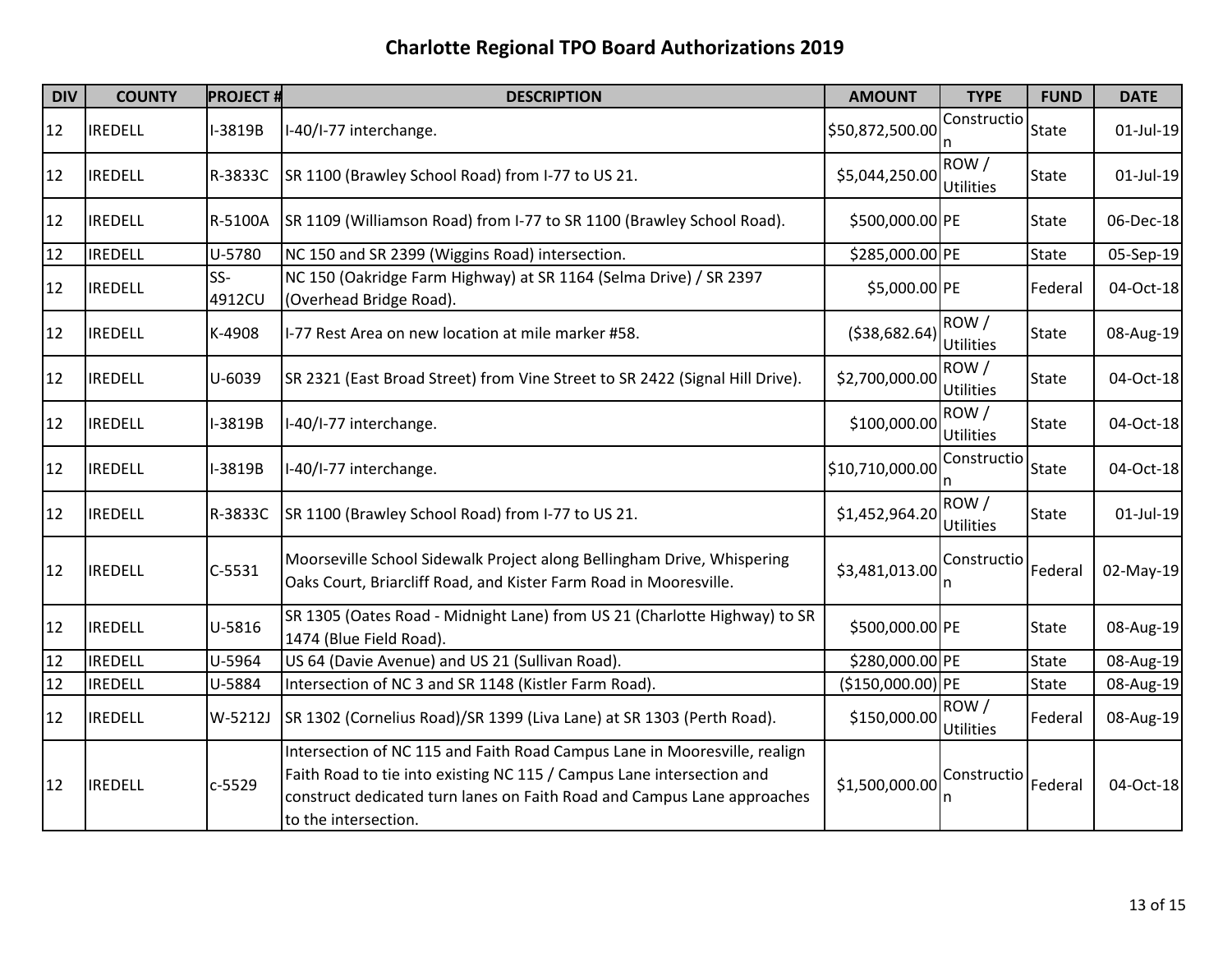# Charlotte Regional TPO Board Authorizations 2019

| DIV | COUNTY | PROJECT # | DESCRIPTION | AMOUNT | TYPE | FUND | DATE |
|---|---|---|---|---|---|---|---|
| 12 | IREDELL | I-3819B | I-40/I-77 interchange. | $50,872,500.00 | Construction | State | 01-Jul-19 |
| 12 | IREDELL | R-3833C | SR 1100 (Brawley School Road) from I-77 to US 21. | $5,044,250.00 | ROW / Utilities | State | 01-Jul-19 |
| 12 | IREDELL | R-5100A | SR 1109 (Williamson Road) from I-77 to SR 1100 (Brawley School Road). | $500,000.00 | PE | State | 06-Dec-18 |
| 12 | IREDELL | U-5780 | NC 150 and SR 2399 (Wiggins Road) intersection. | $285,000.00 | PE | State | 05-Sep-19 |
| 12 | IREDELL | SS-4912CU | NC 150 (Oakridge Farm Highway) at SR 1164 (Selma Drive) / SR 2397 (Overhead Bridge Road). | $5,000.00 | PE | Federal | 04-Oct-18 |
| 12 | IREDELL | K-4908 | I-77 Rest Area on new location at mile marker #58. | ($38,682.64) | ROW / Utilities | State | 08-Aug-19 |
| 12 | IREDELL | U-6039 | SR 2321 (East Broad Street) from Vine Street to SR 2422 (Signal Hill Drive). | $2,700,000.00 | ROW / Utilities | State | 04-Oct-18 |
| 12 | IREDELL | I-3819B | I-40/I-77 interchange. | $100,000.00 | ROW / Utilities | State | 04-Oct-18 |
| 12 | IREDELL | I-3819B | I-40/I-77 interchange. | $10,710,000.00 | Construction | State | 04-Oct-18 |
| 12 | IREDELL | R-3833C | SR 1100 (Brawley School Road) from I-77 to US 21. | $1,452,964.20 | ROW / Utilities | State | 01-Jul-19 |
| 12 | IREDELL | C-5531 | Moorseville School Sidewalk Project along Bellingham Drive, Whispering Oaks Court, Briarcliff Road, and Kister Farm Road in Mooresville. | $3,481,013.00 | Construction | Federal | 02-May-19 |
| 12 | IREDELL | U-5816 | SR 1305 (Oates Road - Midnight Lane) from US 21 (Charlotte Highway) to SR 1474 (Blue Field Road). | $500,000.00 | PE | State | 08-Aug-19 |
| 12 | IREDELL | U-5964 | US 64 (Davie Avenue) and US 21 (Sullivan Road). | $280,000.00 | PE | State | 08-Aug-19 |
| 12 | IREDELL | U-5884 | Intersection of NC 3 and SR 1148 (Kistler Farm Road). | ($150,000.00) | PE | State | 08-Aug-19 |
| 12 | IREDELL | W-5212J | SR 1302 (Cornelius Road)/SR 1399 (Liva Lane) at SR 1303 (Perth Road). | $150,000.00 | ROW / Utilities | Federal | 08-Aug-19 |
| 12 | IREDELL | c-5529 | Intersection of NC 115 and Faith Road Campus Lane in Mooresville, realign Faith Road to tie into existing NC 115 / Campus Lane intersection and construct dedicated turn lanes on Faith Road and Campus Lane approaches to the intersection. | $1,500,000.00 | Construction | Federal | 04-Oct-18 |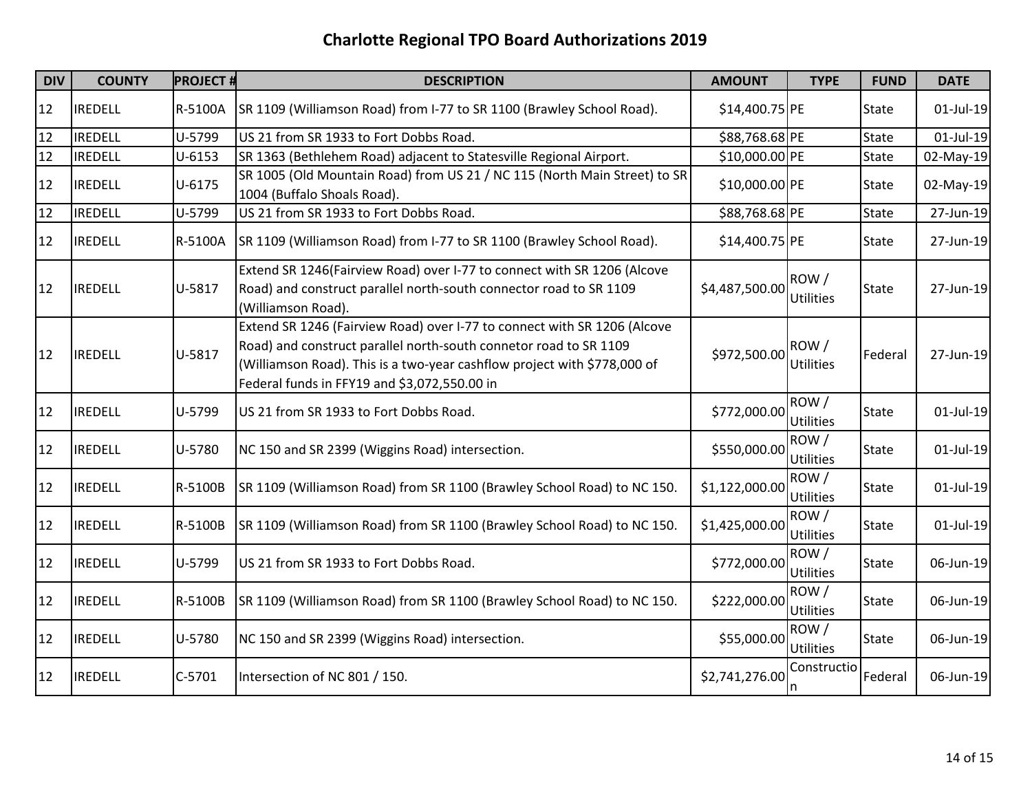# Charlotte Regional TPO Board Authorizations 2019

| DIV | COUNTY | PROJECT # | DESCRIPTION | AMOUNT | TYPE | FUND | DATE |
|---|---|---|---|---|---|---|---|
| 12 | IREDELL | R-5100A | SR 1109 (Williamson Road) from I-77 to SR 1100 (Brawley School Road). | $14,400.75 | PE | State | 01-Jul-19 |
| 12 | IREDELL | U-5799 | US 21 from SR 1933 to Fort Dobbs Road. | $88,768.68 | PE | State | 01-Jul-19 |
| 12 | IREDELL | U-6153 | SR 1363 (Bethlehem Road) adjacent to Statesville Regional Airport. | $10,000.00 | PE | State | 02-May-19 |
| 12 | IREDELL | U-6175 | SR 1005 (Old Mountain Road) from US 21 / NC 115 (North Main Street) to SR 1004 (Buffalo Shoals Road). | $10,000.00 | PE | State | 02-May-19 |
| 12 | IREDELL | U-5799 | US 21 from SR 1933 to Fort Dobbs Road. | $88,768.68 | PE | State | 27-Jun-19 |
| 12 | IREDELL | R-5100A | SR 1109 (Williamson Road) from I-77 to SR 1100 (Brawley School Road). | $14,400.75 | PE | State | 27-Jun-19 |
| 12 | IREDELL | U-5817 | Extend SR 1246(Fairview Road) over I-77 to connect with SR 1206 (Alcove Road) and construct parallel north-south connector road to SR 1109 (Williamson Road). | $4,487,500.00 | ROW / Utilities | State | 27-Jun-19 |
| 12 | IREDELL | U-5817 | Extend SR 1246 (Fairview Road) over I-77 to connect with SR 1206 (Alcove Road) and construct parallel north-south connetor road to SR 1109 (Williamson Road). This is a two-year cashflow project with $778,000 of Federal funds in FFY19 and $3,072,550.00 in | $972,500.00 | ROW / Utilities | Federal | 27-Jun-19 |
| 12 | IREDELL | U-5799 | US 21 from SR 1933 to Fort Dobbs Road. | $772,000.00 | ROW / Utilities | State | 01-Jul-19 |
| 12 | IREDELL | U-5780 | NC 150 and SR 2399 (Wiggins Road) intersection. | $550,000.00 | ROW / Utilities | State | 01-Jul-19 |
| 12 | IREDELL | R-5100B | SR 1109 (Williamson Road) from SR 1100 (Brawley School Road) to NC 150. | $1,122,000.00 | ROW / Utilities | State | 01-Jul-19 |
| 12 | IREDELL | R-5100B | SR 1109 (Williamson Road) from SR 1100 (Brawley School Road) to NC 150. | $1,425,000.00 | ROW / Utilities | State | 01-Jul-19 |
| 12 | IREDELL | U-5799 | US 21 from SR 1933 to Fort Dobbs Road. | $772,000.00 | ROW / Utilities | State | 06-Jun-19 |
| 12 | IREDELL | R-5100B | SR 1109 (Williamson Road) from SR 1100 (Brawley School Road) to NC 150. | $222,000.00 | ROW / Utilities | State | 06-Jun-19 |
| 12 | IREDELL | U-5780 | NC 150 and SR 2399 (Wiggins Road) intersection. | $55,000.00 | ROW / Utilities | State | 06-Jun-19 |
| 12 | IREDELL | C-5701 | Intersection of NC 801 / 150. | $2,741,276.00 | Construction | Federal | 06-Jun-19 |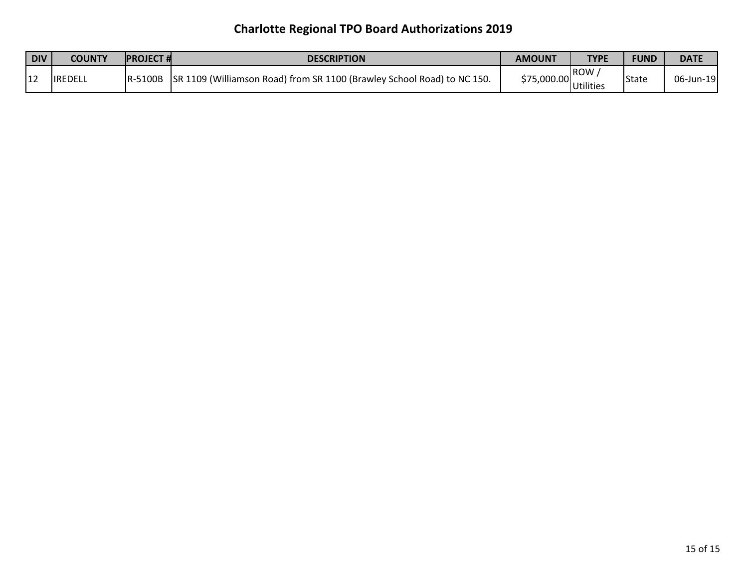# Charlotte Regional TPO Board Authorizations 2019

| DIV | COUNTY | PROJECT # | DESCRIPTION | AMOUNT | TYPE | FUND | DATE |
|---|---|---|---|---|---|---|---|
| 12 | IREDELL | R-5100B | SR 1109 (Williamson Road) from SR 1100 (Brawley School Road) to NC 150. | $75,000.00 | ROW / Utilities | State | 06-Jun-19 |